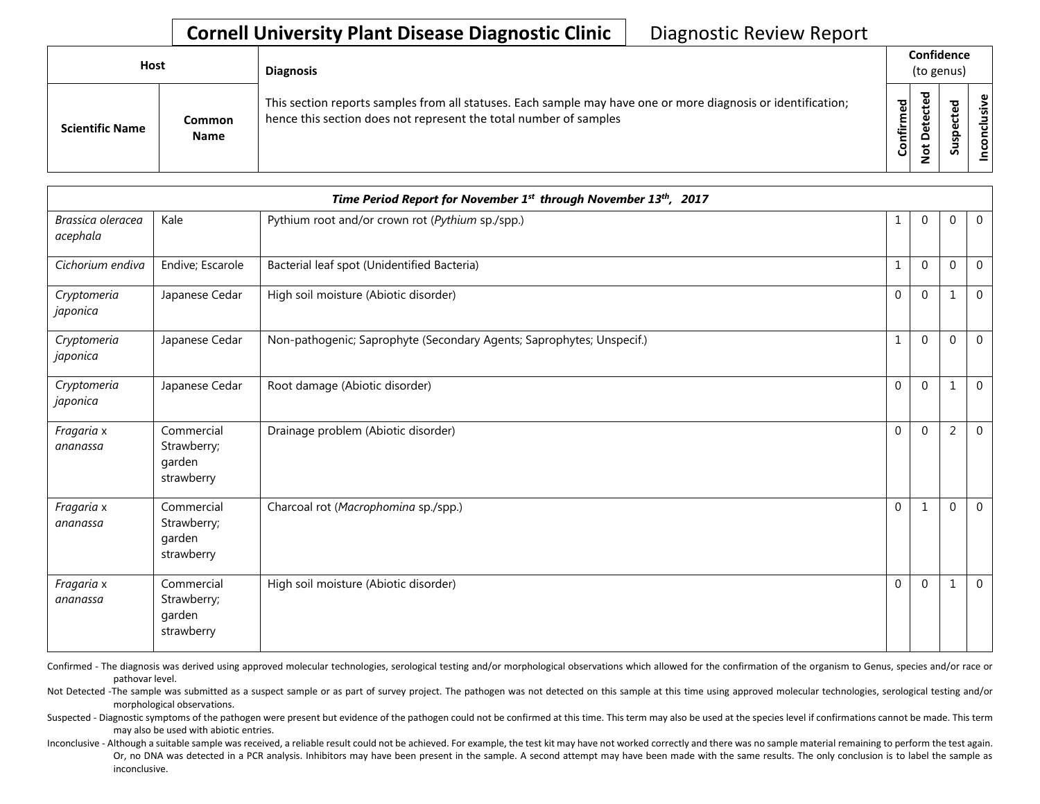**Cornell University Plant Disease Diagnostic Clinic** Diagnostic Review Report

| Host | | Diagnosis | Confidence (to genus) | | | |
|---|---|---|---|---|---|---|
| **Scientific Name** | **Common Name** | This section reports samples from all statuses. Each sample may have one or more diagnosis or identification; hence this section does not represent the total number of samples | **Confirmed** | **Not Detected** | **Suspected** | **Inconclusive** |

| *Time Period Report for November 1st through November 13th, 2017* | | | | | | |
|---|---|---|---|---|---|---|
| *Brassica oleracea acephala* | Kale | Pythium root and/or crown rot (*Pythium* sp./spp.) | 1 | 0 | 0 | 0 |
| *Cichorium endiva* | Endive; Escarole | Bacterial leaf spot (Unidentified Bacteria) | 1 | 0 | 0 | 0 |
| *Cryptomeria japonica* | Japanese Cedar | High soil moisture (Abiotic disorder) | 0 | 0 | 1 | 0 |
| *Cryptomeria japonica* | Japanese Cedar | Non-pathogenic; Saprophyte (Secondary Agents; Saprophytes; Unspecif.) | 1 | 0 | 0 | 0 |
| *Cryptomeria japonica* | Japanese Cedar | Root damage (Abiotic disorder) | 0 | 0 | 1 | 0 |
| *Fragaria* x *ananassa* | Commercial Strawberry; garden strawberry | Drainage problem (Abiotic disorder) | 0 | 0 | 2 | 0 |
| *Fragaria* x *ananassa* | Commercial Strawberry; garden strawberry | Charcoal rot (*Macrophomina* sp./spp.) | 0 | 1 | 0 | 0 |
| *Fragaria* x *ananassa* | Commercial Strawberry; garden strawberry | High soil moisture (Abiotic disorder) | 0 | 0 | 1 | 0 |

Confirmed - The diagnosis was derived using approved molecular technologies, serological testing and/or morphological observations which allowed for the confirmation of the organism to Genus, species and/or race or pathovar level.

Not Detected -The sample was submitted as a suspect sample or as part of survey project. The pathogen was not detected on this sample at this time using approved molecular technologies, serological testing and/or morphological observations.

Suspected - Diagnostic symptoms of the pathogen were present but evidence of the pathogen could not be confirmed at this time. This term may also be used at the species level if confirmations cannot be made. This term may also be used with abiotic entries.

Inconclusive - Although a suitable sample was received, a reliable result could not be achieved. For example, the test kit may have not worked correctly and there was no sample material remaining to perform the test again. Or, no DNA was detected in a PCR analysis. Inhibitors may have been present in the sample. A second attempt may have been made with the same results. The only conclusion is to label the sample as inconclusive.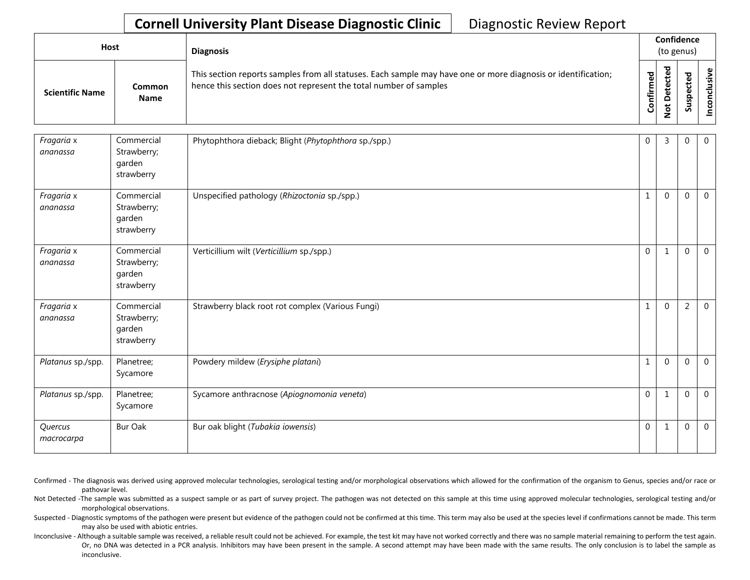# Cornell University Plant Disease Diagnostic Clinic

Diagnostic Review Report

| Host | | Diagnosis | Confidence (to genus) | | | |
|---|---|---|---|---|---|---|
| Scientific Name | Common Name | This section reports samples from all statuses. Each sample may have one or more diagnosis or identification; hence this section does not represent the total number of samples | Confirmed | Not Detected | Suspected | Inconclusive |
| *Fragaria* x *ananassa* | Commercial Strawberry; garden strawberry | Phytophthora dieback; Blight (*Phytophthora* sp./spp.) | 0 | 3 | 0 | 0 |
| *Fragaria* x *ananassa* | Commercial Strawberry; garden strawberry | Unspecified pathology (*Rhizoctonia* sp./spp.) | 1 | 0 | 0 | 0 |
| *Fragaria* x *ananassa* | Commercial Strawberry; garden strawberry | Verticillium wilt (*Verticillium* sp./spp.) | 0 | 1 | 0 | 0 |
| *Fragaria* x *ananassa* | Commercial Strawberry; garden strawberry | Strawberry black root rot complex (Various Fungi) | 1 | 0 | 2 | 0 |
| *Platanus* sp./spp. | Planetree; Sycamore | Powdery mildew (*Erysiphe platani*) | 1 | 0 | 0 | 0 |
| *Platanus* sp./spp. | Planetree; Sycamore | Sycamore anthracnose (*Apiognomonia veneta*) | 0 | 1 | 0 | 0 |
| *Quercus macrocarpa* | Bur Oak | Bur oak blight (*Tubakia iowensis*) | 0 | 1 | 0 | 0 |

Confirmed - The diagnosis was derived using approved molecular technologies, serological testing and/or morphological observations which allowed for the confirmation of the organism to Genus, species and/or race or pathovar level.

Not Detected -The sample was submitted as a suspect sample or as part of survey project. The pathogen was not detected on this sample at this time using approved molecular technologies, serological testing and/or morphological observations.

Suspected - Diagnostic symptoms of the pathogen were present but evidence of the pathogen could not be confirmed at this time. This term may also be used at the species level if confirmations cannot be made. This term may also be used with abiotic entries.

Inconclusive - Although a suitable sample was received, a reliable result could not be achieved. For example, the test kit may have not worked correctly and there was no sample material remaining to perform the test again. Or, no DNA was detected in a PCR analysis. Inhibitors may have been present in the sample. A second attempt may have been made with the same results. The only conclusion is to label the sample as inconclusive.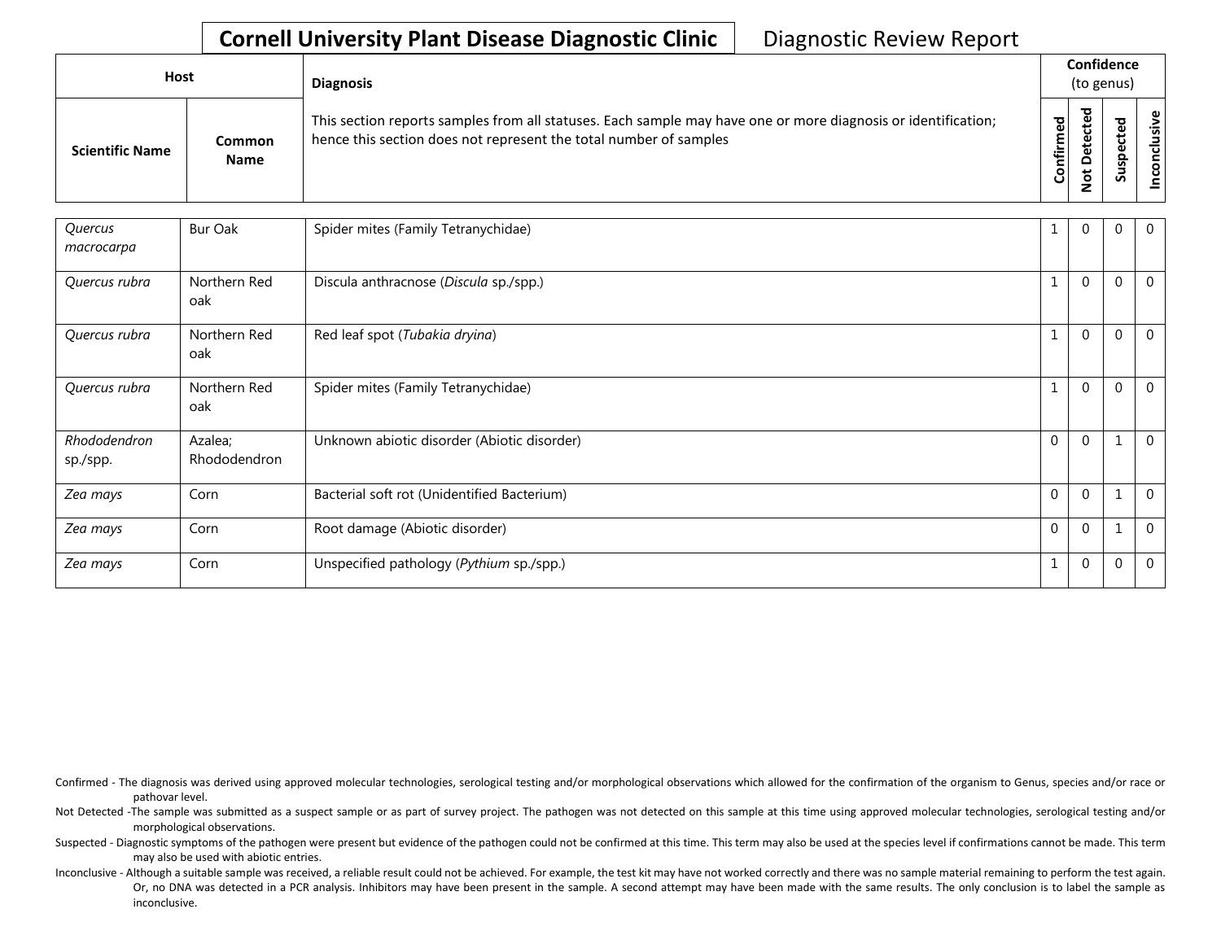**Cornell University Plant Disease Diagnostic Clinic** Diagnostic Review Report

| Host | | Diagnosis | Confidence (to genus) | | | |
|---|---|---|---|---|---|---|
| Scientific Name | Common Name | This section reports samples from all statuses. Each sample may have one or more diagnosis or identification; hence this section does not represent the total number of samples | Confirmed | Not Detected | Suspected | Inconclusive |
| *Quercus macrocarpa* | Bur Oak | Spider mites (Family Tetranychidae) | 1 | 0 | 0 | 0 |
| *Quercus rubra* | Northern Red oak | Discula anthracnose (*Discula* sp./spp.) | 1 | 0 | 0 | 0 |
| *Quercus rubra* | Northern Red oak | Red leaf spot (*Tubakia dryina*) | 1 | 0 | 0 | 0 |
| *Quercus rubra* | Northern Red oak | Spider mites (Family Tetranychidae) | 1 | 0 | 0 | 0 |
| *Rhododendron* sp./spp. | Azalea; Rhododendron | Unknown abiotic disorder (Abiotic disorder) | 0 | 0 | 1 | 0 |
| *Zea mays* | Corn | Bacterial soft rot (Unidentified Bacterium) | 0 | 0 | 1 | 0 |
| *Zea mays* | Corn | Root damage (Abiotic disorder) | 0 | 0 | 1 | 0 |
| *Zea mays* | Corn | Unspecified pathology (*Pythium* sp./spp.) | 1 | 0 | 0 | 0 |

Confirmed - The diagnosis was derived using approved molecular technologies, serological testing and/or morphological observations which allowed for the confirmation of the organism to Genus, species and/or race or pathovar level.

Not Detected -The sample was submitted as a suspect sample or as part of survey project. The pathogen was not detected on this sample at this time using approved molecular technologies, serological testing and/or morphological observations.

Suspected - Diagnostic symptoms of the pathogen were present but evidence of the pathogen could not be confirmed at this time. This term may also be used at the species level if confirmations cannot be made. This term may also be used with abiotic entries.

Inconclusive - Although a suitable sample was received, a reliable result could not be achieved. For example, the test kit may have not worked correctly and there was no sample material remaining to perform the test again. Or, no DNA was detected in a PCR analysis. Inhibitors may have been present in the sample. A second attempt may have been made with the same results. The only conclusion is to label the sample as inconclusive.